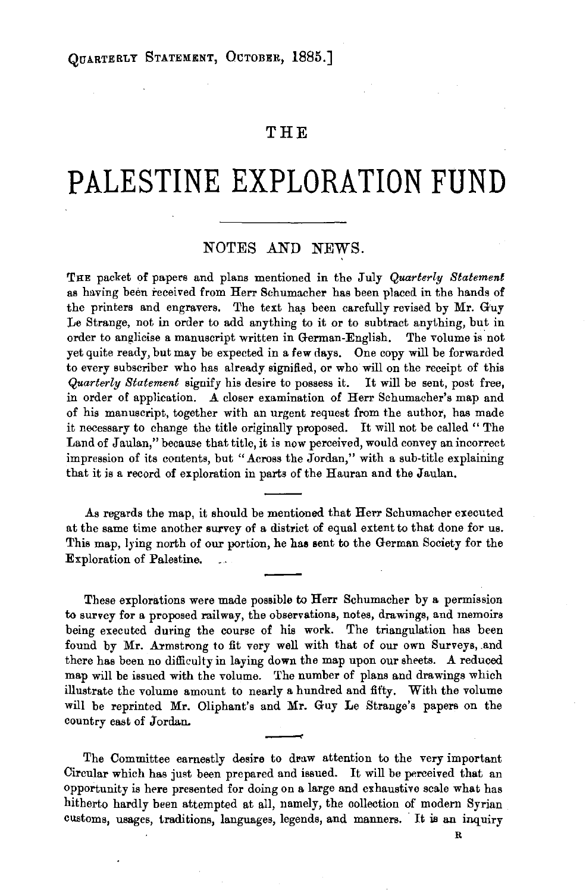# THE

# PALESTINE EXPLORATION FUND

## NOTES AND NEWS.

THE packet of papers and plans mentioned in the July *Quarterly Statement* as having been received from Herr Schumacher has been placed in the hands of the printers and engravers. The text has been carefully revised by Mr. Guy Le Strange, not in order to add anything to it or to subtract anything, but in order to anglicise a manuscript written in German-English. The volume is not yet quite ready, but may be expected in a few days. One copy will be forwarded to every subscriber who has already signified, or who will on the receipt of this *Quarterly Statement* signify his desire to possess it. It will be sent, post free, in order of application. A closer examination of Herr Schumacher's map and of his manuscript, together with an urgent request from the author, has made it necessary to change the title originally proposed. It will not be called "The Land of Jaulan," because that title, it is now perceived, would convey an incorrect impression of its contents, but "Across the Jordan," with a sub-title explaining that it is a record of exploration in parts of the Hauran and the Jaulan.

As regards the map, it should be mentioned that Herr Schumacher executed at the same time another survey of a district of equal extent to that done for us. This map, lying north of our portion, he has sent to the German Society for the Exploration of Palestine.

These explorations were made possible to Herr Schumacher by a permission to survey for a proposed railway, the observations, notes, drawings, and memoirs being executed during the course of his work. The triangulation has been found by Mr. Armstrong to fit very well with that of our own Surveys, and there has been no difficulty in laying down the map upon our sheets. A reduced map will be issued with the volume. The number of plans and drawings which illustrate the volume amount to nearly a hundred and fifty. With the volume will be reprinted Mr. Oliphant's and Mr. Guy Le Strange's papers on the country east of Jordan.

The Committee earnestly desire to draw attention to the very important Circular which has just been prepared and issued. It will be perceived that an opportunity is here presented for doing on a large and exhaustive scale what has hitherto hardly been attempted at all, namely, the collection of modern Syrian customs, usages, traditions, languages, legends, and manners. It is an inquiry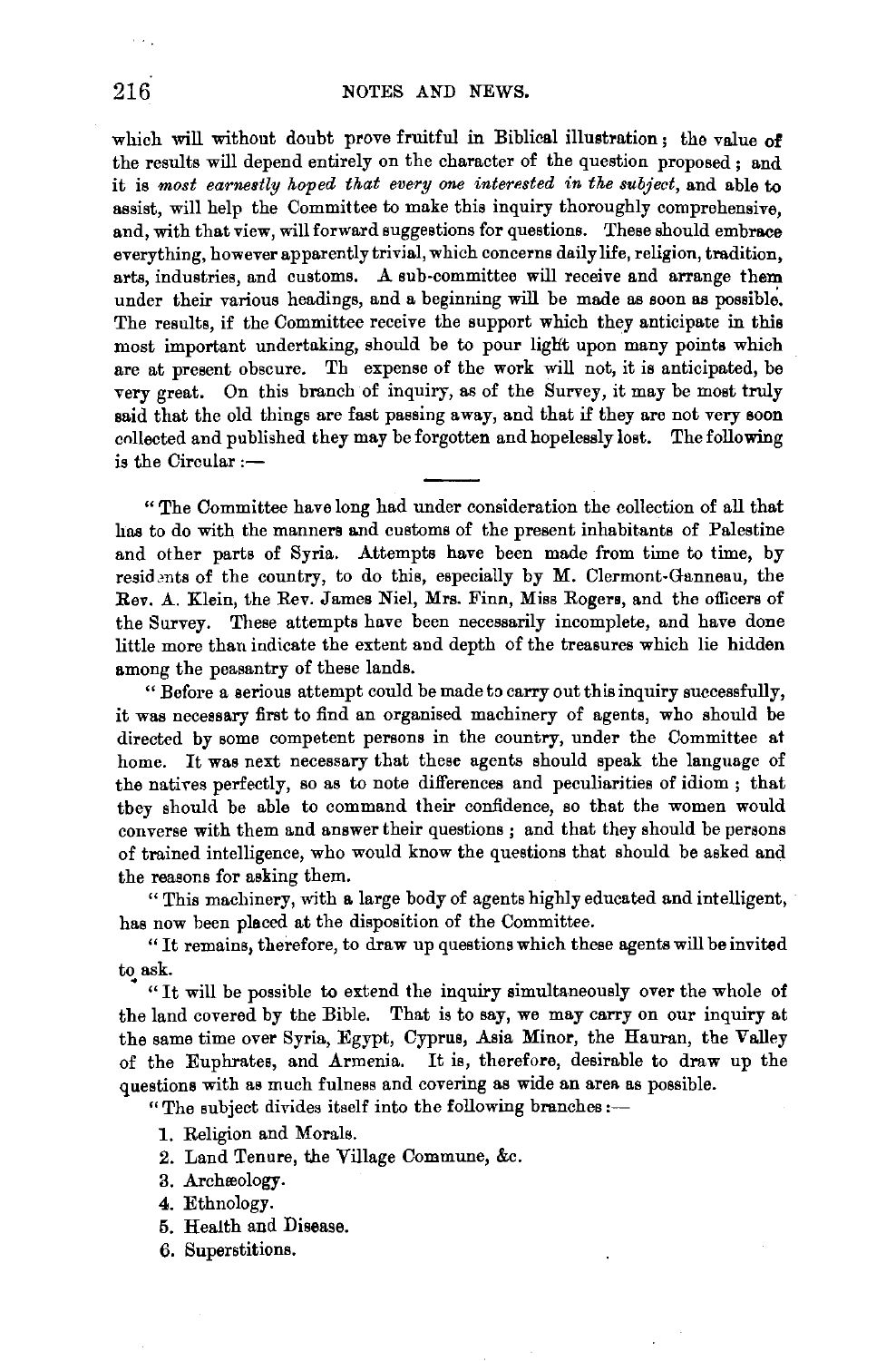which will without doubt prove fruitful in Biblical illustration; the value of the results will depend entirely on the character of the question proposed; and it is *most earnestly hoped that every one interested in the subject*, and able to assist, will help the Committee to make this inquiry thoroughly comprehensive, and, with that view, will forward suggestions for questions. These should embrace everything, however apparently trivial, which concerns daily life, religion, tradition, arts, industries, and customs. A sub-committee will receive and arrange them under their various headings, and a beginning will be made as soon as possible. The results, if the Committee receive the support which they anticipate in this most important undertaking, should be to pour light upon many points which are at present obscure. Th expense of the work will not, it is anticipated, be very great. On this branch of inquiry, as of the Survey, it may be most truly said that the old things are fast passing away, and that if they are not very soon collected and published they may be forgotten and hopelessly lost. The following is the Circular :—

---

"The Committee have long had under consideration the collection of all that has to do with the manners and customs of the present inhabitants of Palestine and other parts of Syria. Attempts have been made from time to time, by residents of the country, to do this, especially by M. Clermont-Ganneau, the Rev. A. Klein, the Rev. James Niel, Mrs. Finn, Miss Rogers, and the officers of the Survey. These attempts have been necessarily incomplete, and have done little more than indicate the extent and depth of the treasures which lie hidden among the peasantry of these lands.

"Before a serious attempt could be made to carry out this inquiry successfully, it was necessary first to find an organised machinery of agents, who should be directed by some competent persons in the country, under the Committee at home. It was next necessary that these agents should speak the language of the natives perfectly, so as to note differences and peculiarities of idiom; that they should be able to command their confidence, so that the women would converse with them and answer their questions; and that they should be persons of trained intelligence, who would know the questions that should be asked and the reasons for asking them.

"This machinery, with a large body of agents highly educated and intelligent, has now been placed at the disposition of the Committee.

"It remains, therefore, to draw up questions which these agents will be invited to ask.

"It will be possible to extend the inquiry simultaneously over the whole of the land covered by the Bible. That is to say, we may carry on our inquiry at the same time over Syria, Egypt, Cyprus, Asia Minor, the Hauran, the Valley of the Euphrates, and Armenia. It is, therefore, desirable to draw up the questions with as much fulness and covering as wide an area as possible.

"The subject divides itself into the following branches:—

1. Religion and Morals.
2. Land Tenure, the Village Commune, &c.
3. Archæology.
4. Ethnology.
5. Health and Disease.
6. Superstitions.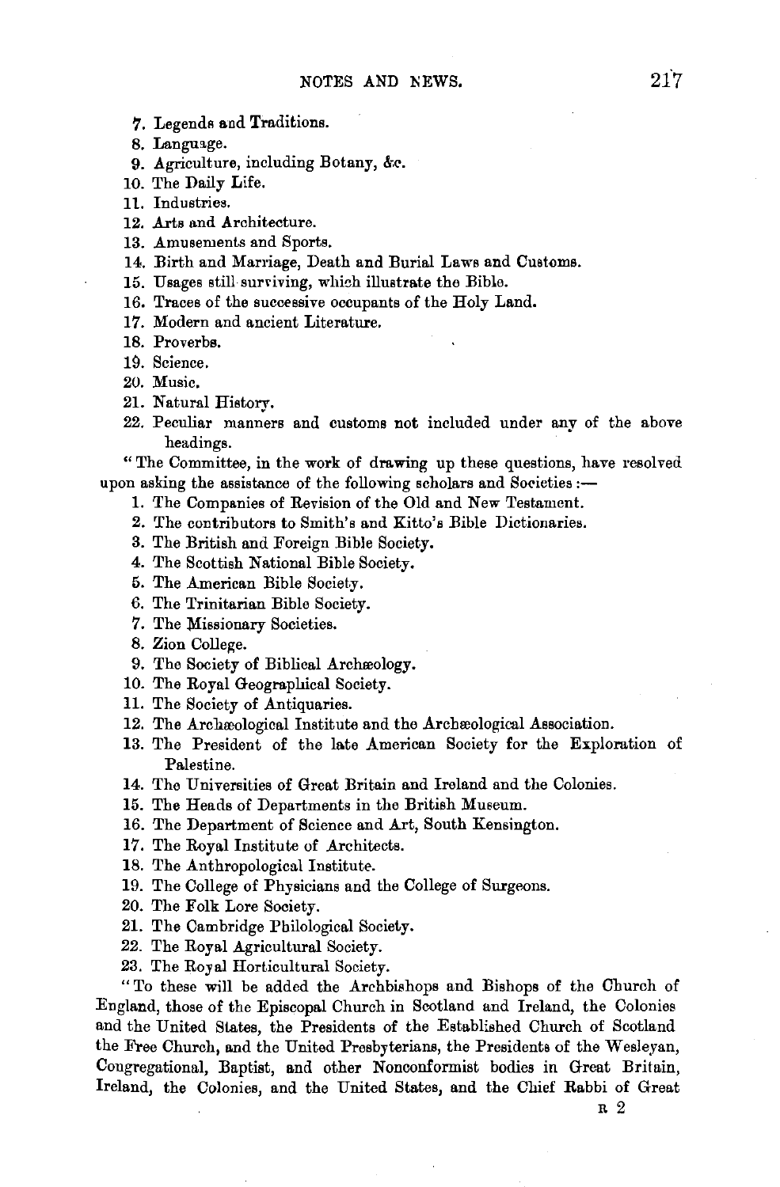7. Legends and Traditions.
8. Language.
9. Agriculture, including Botany, &c.
10. The Daily Life.
11. Industries.
12. Arts and Architecture.
13. Amusements and Sports.
14. Birth and Marriage, Death and Burial Laws and Customs.
15. Usages still surviving, which illustrate the Bible.
16. Traces of the successive occupants of the Holy Land.
17. Modern and ancient Literature.
18. Proverbs.
19. Science.
20. Music.
21. Natural History.
22. Peculiar manners and customs not included under any of the above headings.

"The Committee, in the work of drawing up these questions, have resolved upon asking the assistance of the following scholars and Societies:—

1. The Companies of Revision of the Old and New Testament.
2. The contributors to Smith's and Kitto's Bible Dictionaries.
3. The British and Foreign Bible Society.
4. The Scottish National Bible Society.
5. The American Bible Society.
6. The Trinitarian Bible Society.
7. The Missionary Societies.
8. Zion College.
9. The Society of Biblical Archæology.
10. The Royal Geographical Society.
11. The Society of Antiquaries.
12. The Archæological Institute and the Archæological Association.
13. The President of the late American Society for the Exploration of Palestine.
14. The Universities of Great Britain and Ireland and the Colonies.
15. The Heads of Departments in the British Museum.
16. The Department of Science and Art, South Kensington.
17. The Royal Institute of Architects.
18. The Anthropological Institute.
19. The College of Physicians and the College of Surgeons.
20. The Folk Lore Society.
21. The Cambridge Philological Society.
22. The Royal Agricultural Society.
23. The Royal Horticultural Society.

"To these will be added the Archbishops and Bishops of the Church of England, those of the Episcopal Church in Scotland and Ireland, the Colonies and the United States, the Presidents of the Established Church of Scotland the Free Church, and the United Presbyterians, the Presidents of the Wesleyan, Congregational, Baptist, and other Nonconformist bodies in Great Britain, Ireland, the Colonies, and the United States, and the Chief Rabbi of Great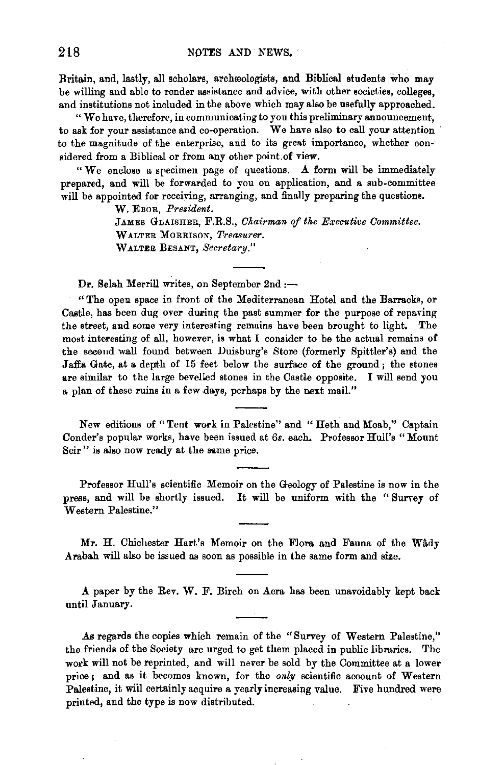Britain, and, lastly, all scholars, archæologists, and Biblical students who may be willing and able to render assistance and advice, with other societies, colleges, and institutions not included in the above which may also be usefully approached.

"We have, therefore, in communicating to you this preliminary announcement, to ask for your assistance and co-operation. We have also to call your attention to the magnitude of the enterprise, and to its great importance, whether considered from a Biblical or from any other point of view.

"We enclose a specimen page of questions. A form will be immediately prepared, and will be forwarded to you on application, and a sub-committee will be appointed for receiving, arranging, and finally preparing the questions.

W. Ebor, *President*.
James Glaisher, F.R.S., *Chairman of the Executive Committee*.
Walter Morrison, *Treasurer*.
Walter Besant, *Secretary*."

---

Dr. Selah Merrill writes, on September 2nd :—

"The open space in front of the Mediterranean Hotel and the Barracks, or Castle, has been dug over during the past summer for the purpose of repaving the street, and some very interesting remains have been brought to light. The most interesting of all, however, is what I consider to be the actual remains of the second wall found between Duisburg's Store (formerly Spittler's) and the Jaffa Gate, at a depth of 15 feet below the surface of the ground; the stones are similar to the large bevelled stones in the Castle opposite. I will send you a plan of these ruins in a few days, perhaps by the next mail."

---

New editions of "Tent work in Palestine" and "Heth and Moab," Captain Conder's popular works, have been issued at 6*s*. each. Professor Hull's "Mount Seir" is also now ready at the same price.

---

Professor Hull's scientific Memoir on the Geology of Palestine is now in the press, and will be shortly issued. It will be uniform with the "Survey of Western Palestine."

---

Mr. H. Chichester Hart's Memoir on the Flora and Fauna of the Wâdy Arabah will also be issued as soon as possible in the same form and size.

---

A paper by the Rev. W. F. Birch on Acra has been unavoidably kept back until January.

---

As regards the copies which remain of the "Survey of Western Palestine," the friends of the Society are urged to get them placed in public libraries. The work will not be reprinted, and will never be sold by the Committee at a lower price; and as it becomes known, for the *only* scientific account of Western Palestine, it will certainly acquire a yearly increasing value. Five hundred were printed, and the type is now distributed.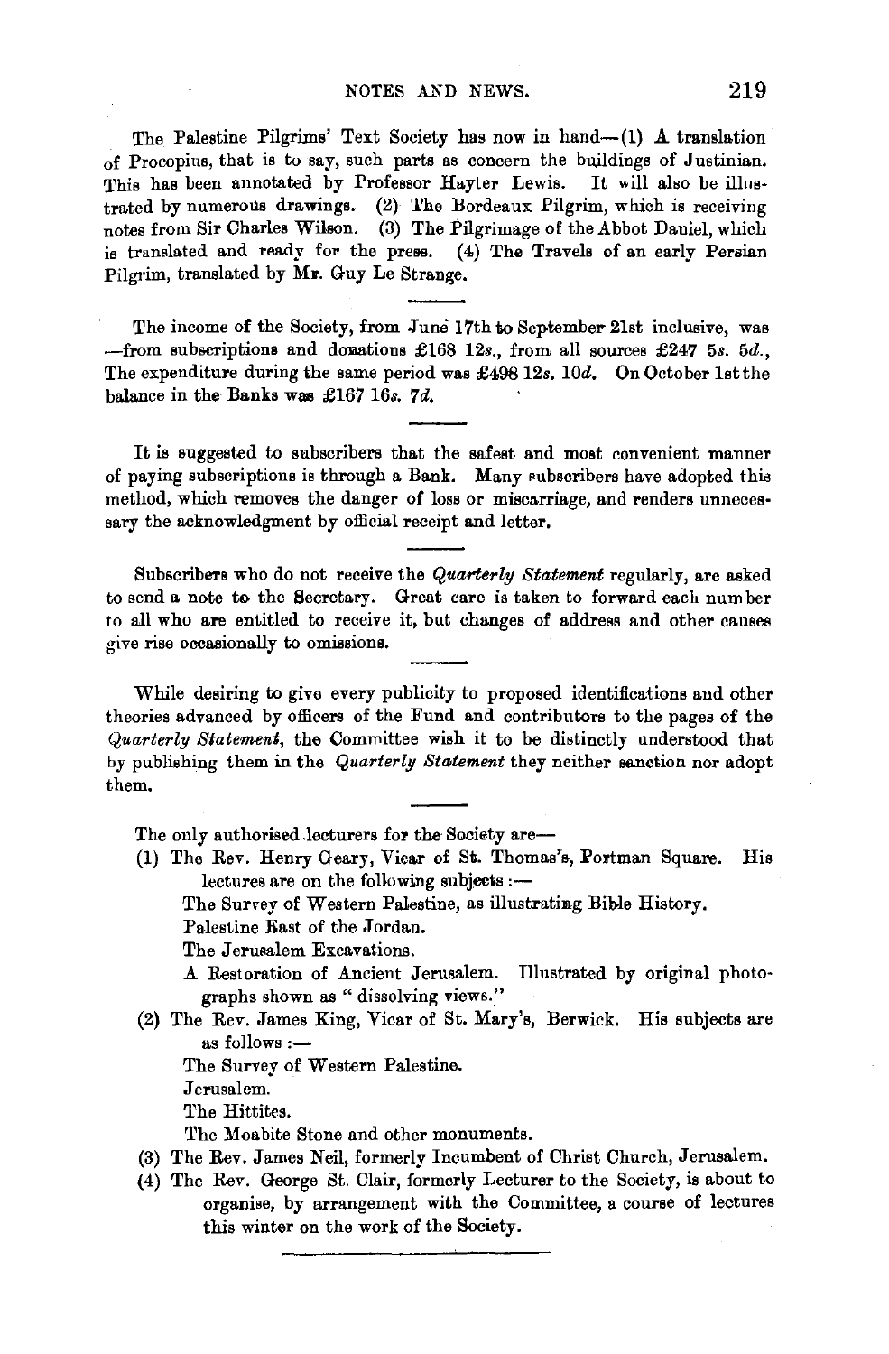The Palestine Pilgrims' Text Society has now in hand—(1) A translation of Procopius, that is to say, such parts as concern the buildings of Justinian. This has been annotated by Professor Hayter Lewis. It will also be illustrated by numerous drawings. (2) The Bordeaux Pilgrim, which is receiving notes from Sir Charles Wilson. (3) The Pilgrimage of the Abbot Daniel, which is translated and ready for the press. (4) The Travels of an early Persian Pilgrim, translated by Mr. Guy Le Strange.

---

The income of the Society, from June 17th to September 21st inclusive, was —from subscriptions and donations £168 12*s.*, from all sources £247 5*s.* 5*d.*, The expenditure during the same period was £498 12*s.* 10*d.* On October 1st the balance in the Banks was £167 16*s.* 7*d.*

---

It is suggested to subscribers that the safest and most convenient manner of paying subscriptions is through a Bank. Many subscribers have adopted this method, which removes the danger of loss or miscarriage, and renders unnecessary the acknowledgment by official receipt and letter.

---

Subscribers who do not receive the *Quarterly Statement* regularly, are asked to send a note to the Secretary. Great care is taken to forward each number to all who are entitled to receive it, but changes of address and other causes give rise occasionally to omissions.

---

While desiring to give every publicity to proposed identifications and other theories advanced by officers of the Fund and contributors to the pages of the *Quarterly Statement*, the Committee wish it to be distinctly understood that by publishing them in the *Quarterly Statement* they neither sanction nor adopt them.

---

The only authorised lecturers for the Society are—

(1) The Rev. Henry Geary, Vicar of St. Thomas's, Portman Square. His lectures are on the following subjects :—

The Survey of Western Palestine, as illustrating Bible History.

Palestine East of the Jordan.

The Jerusalem Excavations.

A Restoration of Ancient Jerusalem. Illustrated by original photographs shown as "dissolving views."

(2) The Rev. James King, Vicar of St. Mary's, Berwick. His subjects are as follows :—

The Survey of Western Palestine.

Jerusalem.

The Hittites.

The Moabite Stone and other monuments.

(3) The Rev. James Neil, formerly Incumbent of Christ Church, Jerusalem.

(4) The Rev. George St. Clair, formerly Lecturer to the Society, is about to organise, by arrangement with the Committee, a course of lectures this winter on the work of the Society.